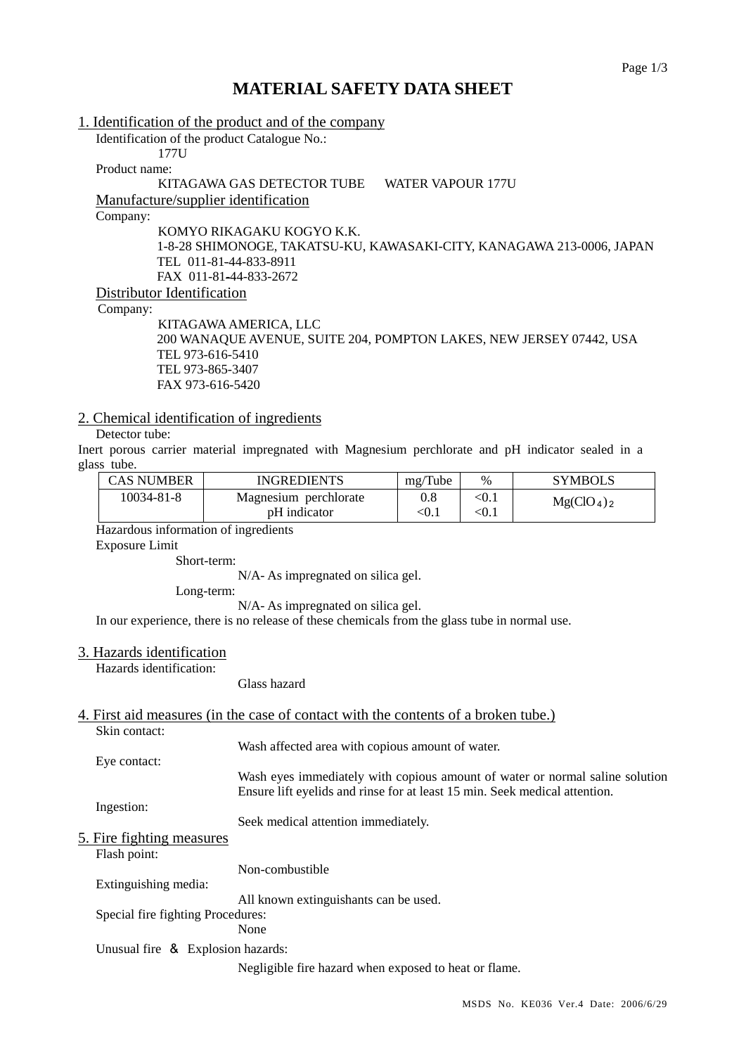# MATERIAL SAFETY DATA SHEET

## 1. Identification of the product and of the company

Identification of the product Catalogue No.:

177U

Product name:

KITAGAWA GAS DETECTOR TUBE WATER VAPOUR 177U

### Manufacture/supplier identification

Company:

KOMYO RIKAGAKU KOGYO K.K.
1-8-28 SHIMONOGE, TAKATSU-KU, KAWASAKI-CITY, KANAGAWA 213-0006, JAPAN
TEL 011-81-44-833-8911
FAX 011-81-44-833-2672

### Distributor Identification

Company:

KITAGAWA AMERICA, LLC
200 WANAQUE AVENUE, SUITE 204, POMPTON LAKES, NEW JERSEY 07442, USA
TEL 973-616-5410
TEL 973-865-3407
FAX 973-616-5420

## 2. Chemical identification of ingredients

Detector tube:

Inert porous carrier material impregnated with Magnesium perchlorate and pH indicator sealed in a glass tube.

| CAS NUMBER | INGREDIENTS | mg/Tube | % | SYMBOLS |
|---|---|---|---|---|
| 10034-81-8 | Magnesium perchlorate | 0.8 | <0.1 | $Mg(ClO_4)_2$ |
| | pH indicator | <0.1 | <0.1 | |

Hazardous information of ingredients

Exposure Limit

Short-term:

N/A- As impregnated on silica gel.

Long-term:

N/A- As impregnated on silica gel.

In our experience, there is no release of these chemicals from the glass tube in normal use.

## 3. Hazards identification

Hazards identification:

Glass hazard

## 4. First aid measures (in the case of contact with the contents of a broken tube.)

Skin contact:

Wash affected area with copious amount of water.

Eye contact:

Wash eyes immediately with copious amount of water or normal saline solution
Ensure lift eyelids and rinse for at least 15 min. Seek medical attention.

Ingestion:

Seek medical attention immediately.

## 5. Fire fighting measures

Flash point:

Non-combustible

Extinguishing media:

All known extinguishants can be used.

Special fire fighting Procedures:

None

Unusual fire ＆ Explosion hazards:

Negligible fire hazard when exposed to heat or flame.

MSDS No. KE036 Ver.4 Date: 2006/6/29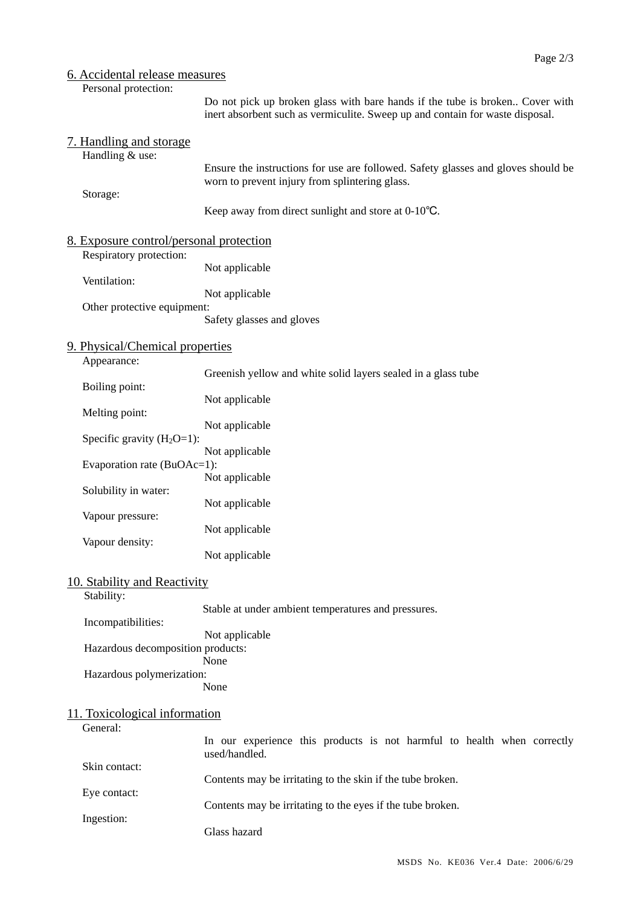## 6. Accidental release measures

**Personal protection:**

Do not pick up broken glass with bare hands if the tube is broken.. Cover with inert absorbent such as vermiculite. Sweep up and contain for waste disposal.

## 7. Handling and storage

**Handling & use:**

Ensure the instructions for use are followed. Safety glasses and gloves should be worn to prevent injury from splintering glass.

**Storage:**

Keep away from direct sunlight and store at 0-10℃.

## 8. Exposure control/personal protection

**Respiratory protection:**

Not applicable

**Ventilation:**

Not applicable

**Other protective equipment:**

Safety glasses and gloves

## 9. Physical/Chemical properties

**Appearance:**

Greenish yellow and white solid layers sealed in a glass tube

**Boiling point:**

Not applicable

**Melting point:**

Not applicable

**Specific gravity ($H_2O$=1):**

Not applicable

**Evaporation rate (BuOAc=1):**

Not applicable

**Solubility in water:**

Not applicable

**Vapour pressure:**

Not applicable

**Vapour density:**

Not applicable

## 10. Stability and Reactivity

**Stability:**

Stable at under ambient temperatures and pressures.

**Incompatibilities:**

Not applicable

**Hazardous decomposition products:**

None

**Hazardous polymerization:**

None

## 11. Toxicological information

**General:**

In our experience this products is not harmful to health when correctly used/handled.

**Skin contact:**

Contents may be irritating to the skin if the tube broken.

**Eye contact:**

Contents may be irritating to the eyes if the tube broken.

**Ingestion:**

Glass hazard

MSDS No. KE036 Ver.4 Date: 2006/6/29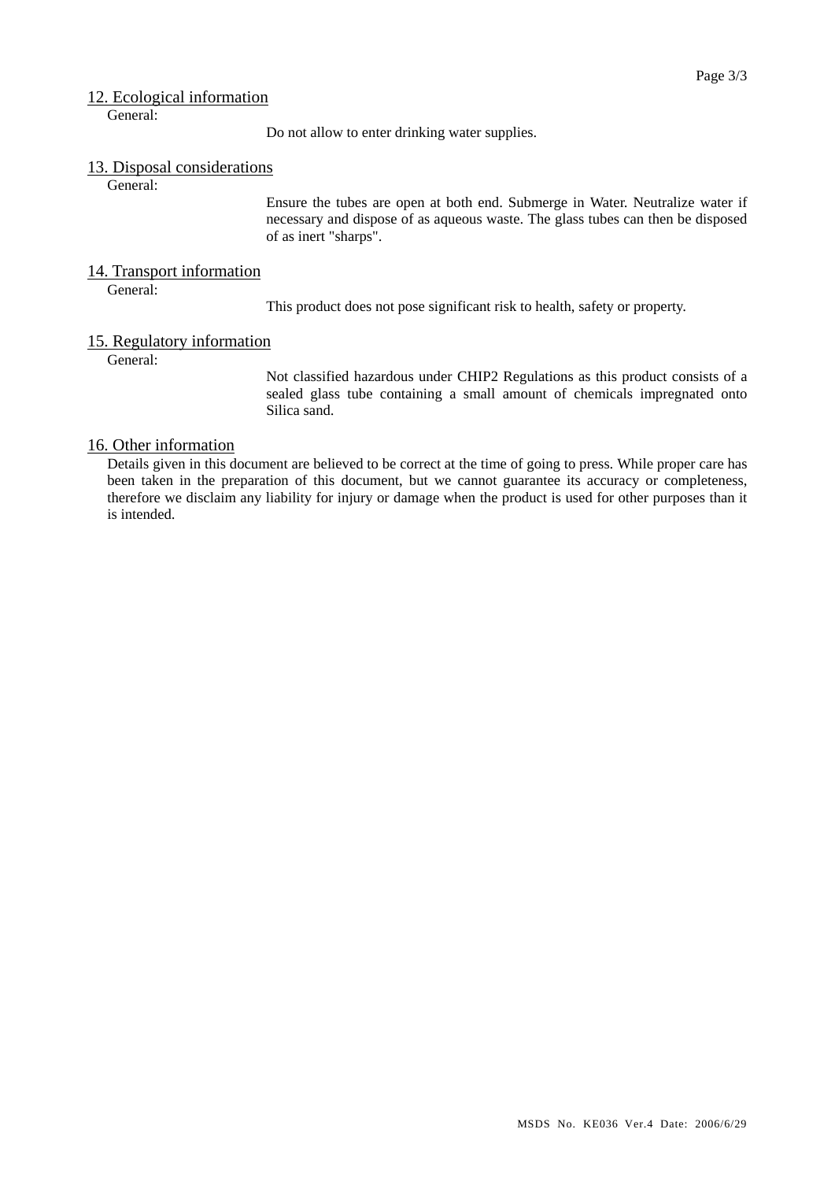## 12. Ecological information

General:

Do not allow to enter drinking water supplies.

## 13. Disposal considerations

General:

Ensure the tubes are open at both end. Submerge in Water. Neutralize water if necessary and dispose of as aqueous waste. The glass tubes can then be disposed of as inert "sharps".

## 14. Transport information

General:

This product does not pose significant risk to health, safety or property.

## 15. Regulatory information

General:

Not classified hazardous under CHIP2 Regulations as this product consists of a sealed glass tube containing a small amount of chemicals impregnated onto Silica sand.

## 16. Other information

Details given in this document are believed to be correct at the time of going to press. While proper care has been taken in the preparation of this document, but we cannot guarantee its accuracy or completeness, therefore we disclaim any liability for injury or damage when the product is used for other purposes than it is intended.